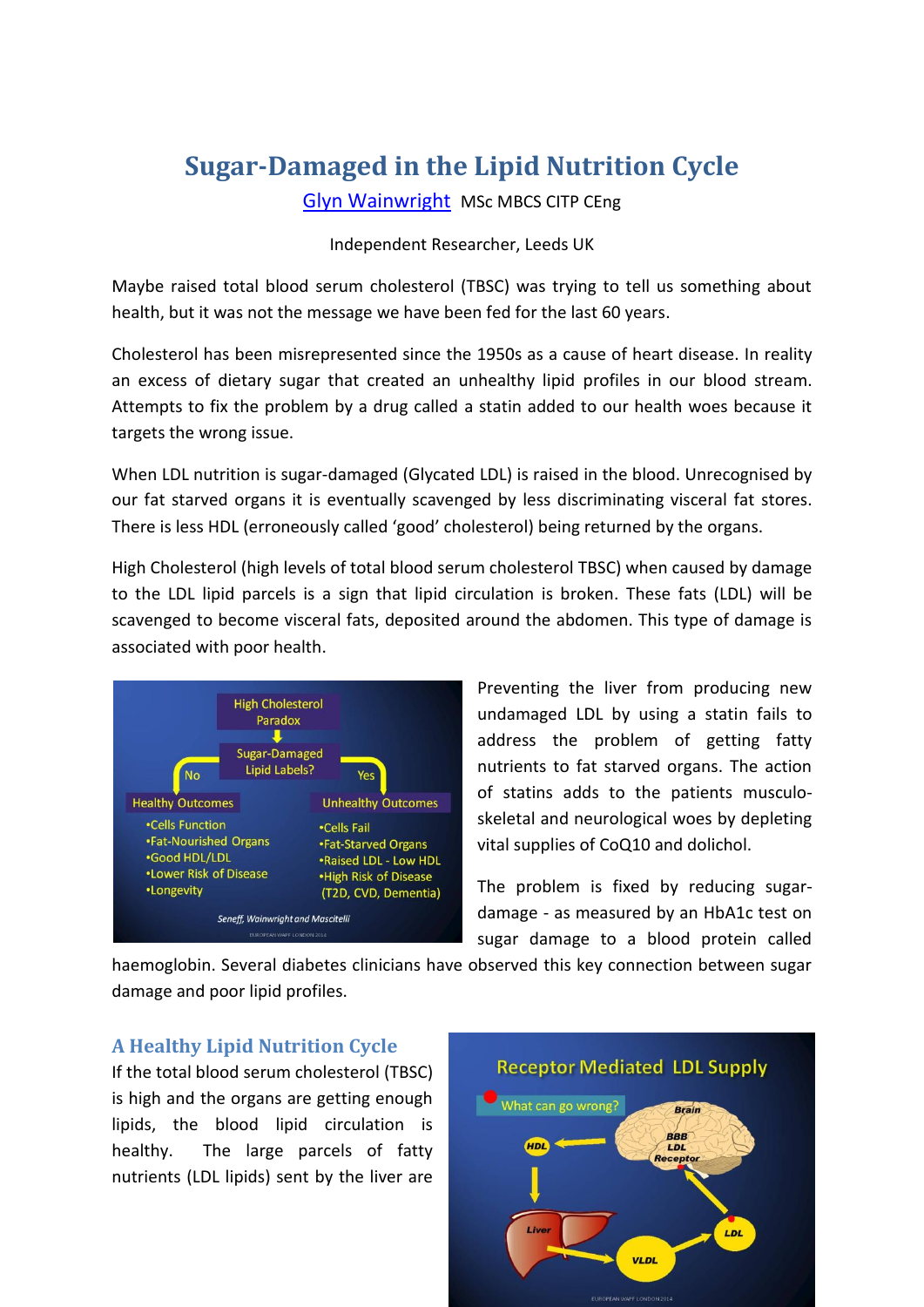# Sugar-Damaged in the Lipid Nutrition Cycle

[Glyn Wainwright](#) MSc MBCS CITP CEng

Independent Researcher, Leeds UK

Maybe raised total blood serum cholesterol (TBSC) was trying to tell us something about health, but it was not the message we have been fed for the last 60 years.

Cholesterol has been misrepresented since the 1950s as a cause of heart disease. In reality an excess of dietary sugar that created an unhealthy lipid profiles in our blood stream. Attempts to fix the problem by a drug called a statin added to our health woes because it targets the wrong issue.

When LDL nutrition is sugar-damaged (Glycated LDL) is raised in the blood. Unrecognised by our fat starved organs it is eventually scavenged by less discriminating visceral fat stores. There is less HDL (erroneously called 'good' cholesterol) being returned by the organs.

High Cholesterol (high levels of total blood serum cholesterol TBSC) when caused by damage to the LDL lipid parcels is a sign that lipid circulation is broken. These fats (LDL) will be scavenged to become visceral fats, deposited around the abdomen. This type of damage is associated with poor health.

Preventing the liver from producing new undamaged LDL by using a statin fails to address the problem of getting fatty nutrients to fat starved organs. The action of statins adds to the patients musculo-skeletal and neurological woes by depleting vital supplies of CoQ10 and dolichol.

The problem is fixed by reducing sugar-damage - as measured by an HbA1c test on sugar damage to a blood protein called haemoglobin. Several diabetes clinicians have observed this key connection between sugar damage and poor lipid profiles.

## A Healthy Lipid Nutrition Cycle

If the total blood serum cholesterol (TBSC) is high and the organs are getting enough lipids, the blood lipid circulation is healthy. The large parcels of fatty nutrients (LDL lipids) sent by the liver are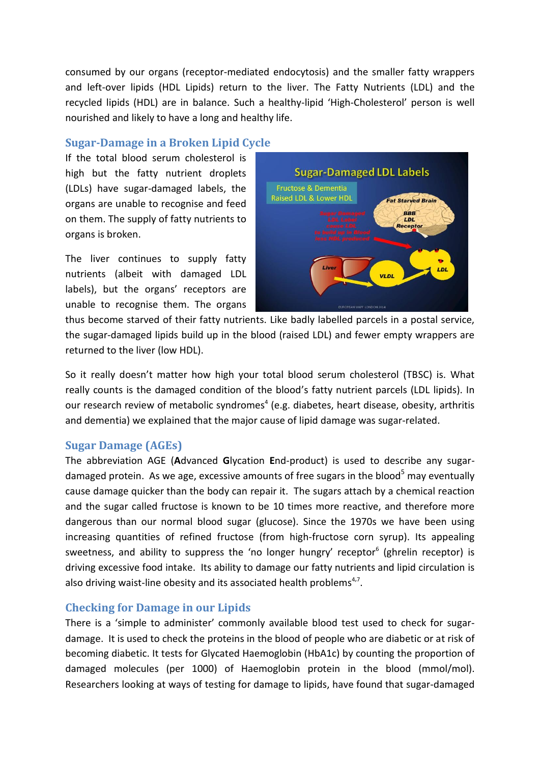consumed by our organs (receptor-mediated endocytosis) and the smaller fatty wrappers and left-over lipids (HDL Lipids) return to the liver. The Fatty Nutrients (LDL) and the recycled lipids (HDL) are in balance. Such a healthy-lipid 'High-Cholesterol' person is well nourished and likely to have a long and healthy life.

## Sugar-Damage in a Broken Lipid Cycle

If the total blood serum cholesterol is high but the fatty nutrient droplets (LDLs) have sugar-damaged labels, the organs are unable to recognise and feed on them. The supply of fatty nutrients to organs is broken.

The liver continues to supply fatty nutrients (albeit with damaged LDL labels), but the organs' receptors are unable to recognise them. The organs thus become starved of their fatty nutrients. Like badly labelled parcels in a postal service, the sugar-damaged lipids build up in the blood (raised LDL) and fewer empty wrappers are returned to the liver (low HDL).

So it really doesn't matter how high your total blood serum cholesterol (TBSC) is. What really counts is the damaged condition of the blood's fatty nutrient parcels (LDL lipids). In our research review of metabolic syndromes[4] (e.g. diabetes, heart disease, obesity, arthritis and dementia) we explained that the major cause of lipid damage was sugar-related.

## Sugar Damage (AGEs)

The abbreviation AGE (**A**dvanced **G**lycation **E**nd-product) is used to describe any sugar-damaged protein. As we age, excessive amounts of free sugars in the blood[5] may eventually cause damage quicker than the body can repair it. The sugars attach by a chemical reaction and the sugar called fructose is known to be 10 times more reactive, and therefore more dangerous than our normal blood sugar (glucose). Since the 1970s we have been using increasing quantities of refined fructose (from high-fructose corn syrup). Its appealing sweetness, and ability to suppress the 'no longer hungry' receptor[6] (ghrelin receptor) is driving excessive food intake. Its ability to damage our fatty nutrients and lipid circulation is also driving waist-line obesity and its associated health problems[4,7].

## Checking for Damage in our Lipids

There is a 'simple to administer' commonly available blood test used to check for sugar-damage. It is used to check the proteins in the blood of people who are diabetic or at risk of becoming diabetic. It tests for Glycated Haemoglobin (HbA1c) by counting the proportion of damaged molecules (per 1000) of Haemoglobin protein in the blood (mmol/mol). Researchers looking at ways of testing for damage to lipids, have found that sugar-damaged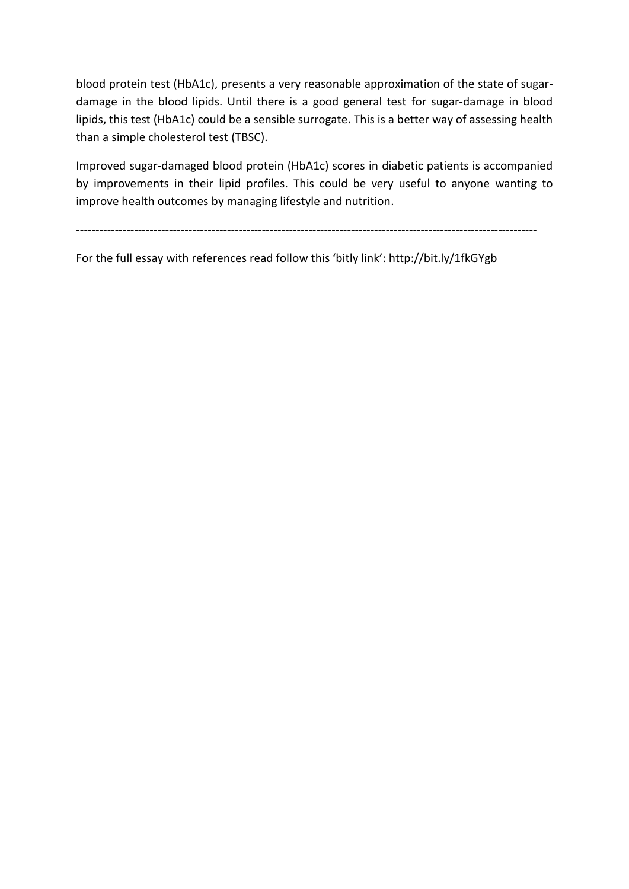blood protein test (HbA1c), presents a very reasonable approximation of the state of sugar-damage in the blood lipids. Until there is a good general test for sugar-damage in blood lipids, this test (HbA1c) could be a sensible surrogate. This is a better way of assessing health than a simple cholesterol test (TBSC).

Improved sugar-damaged blood protein (HbA1c) scores in diabetic patients is accompanied by improvements in their lipid profiles. This could be very useful to anyone wanting to improve health outcomes by managing lifestyle and nutrition.

---

For the full essay with references read follow this 'bitly link': http://bit.ly/1fkGYgb